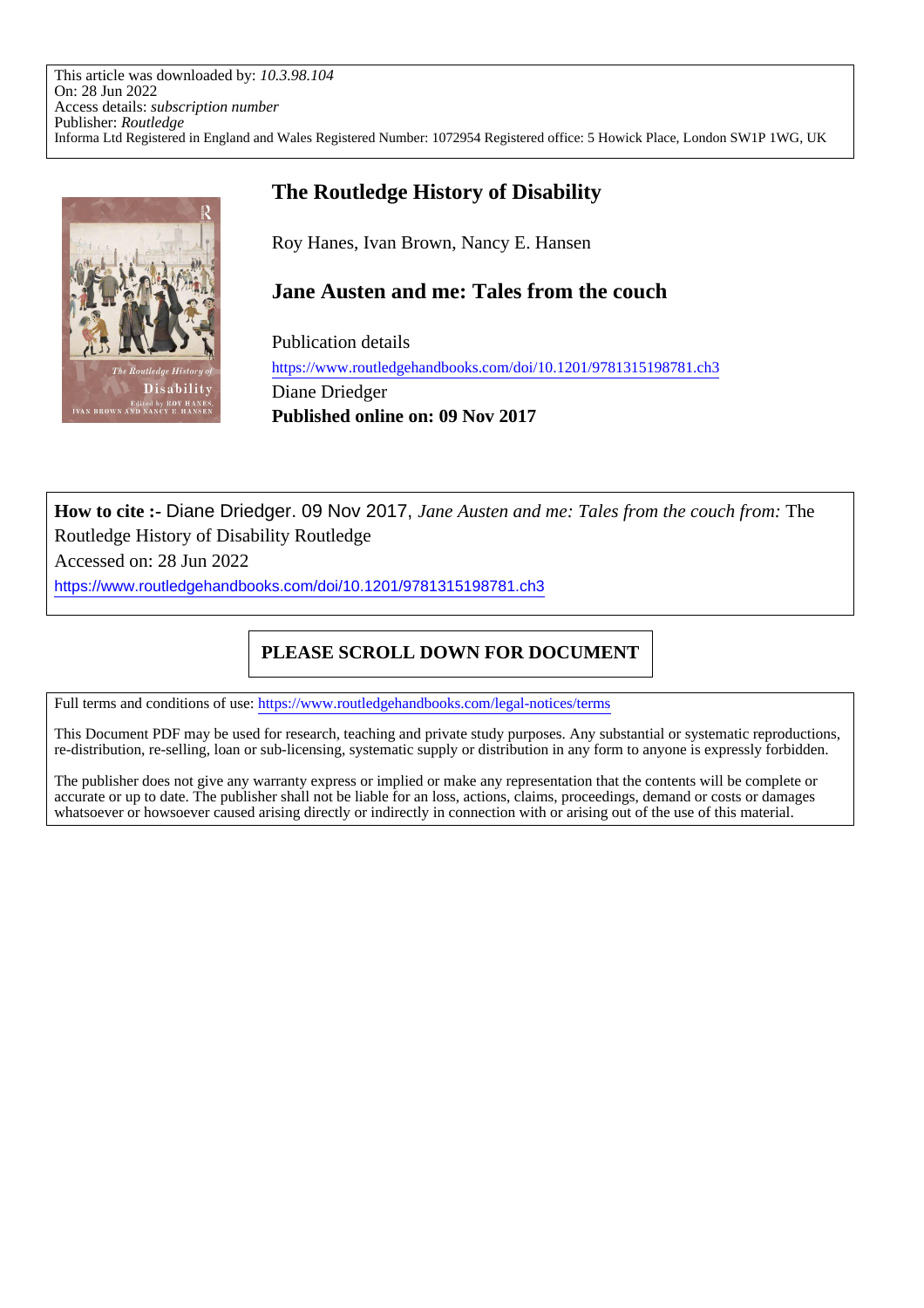This article was downloaded by: *10.3.98.104*
On: 28 Jun 2022
Access details: *subscription number*
Publisher: *Routledge*
Informa Ltd Registered in England and Wales Registered Number: 1072954 Registered office: 5 Howick Place, London SW1P 1WG, UK

# The Routledge History of Disability

Roy Hanes, Ivan Brown, Nancy E. Hansen

## Jane Austen and me: Tales from the couch

Publication details
https://www.routledgehandbooks.com/doi/10.1201/9781315198781.ch3
Diane Driedger
**Published online on: 09 Nov 2017**

**How to cite :-** Diane Driedger. 09 Nov 2017, *Jane Austen and me: Tales from the couch from:* The Routledge History of Disability Routledge
Accessed on: 28 Jun 2022
https://www.routledgehandbooks.com/doi/10.1201/9781315198781.ch3

**PLEASE SCROLL DOWN FOR DOCUMENT**

Full terms and conditions of use: https://www.routledgehandbooks.com/legal-notices/terms

This Document PDF may be used for research, teaching and private study purposes. Any substantial or systematic reproductions, re-distribution, re-selling, loan or sub-licensing, systematic supply or distribution in any form to anyone is expressly forbidden.

The publisher does not give any warranty express or implied or make any representation that the contents will be complete or accurate or up to date. The publisher shall not be liable for an loss, actions, claims, proceedings, demand or costs or damages whatsoever or howsoever caused arising directly or indirectly in connection with or arising out of the use of this material.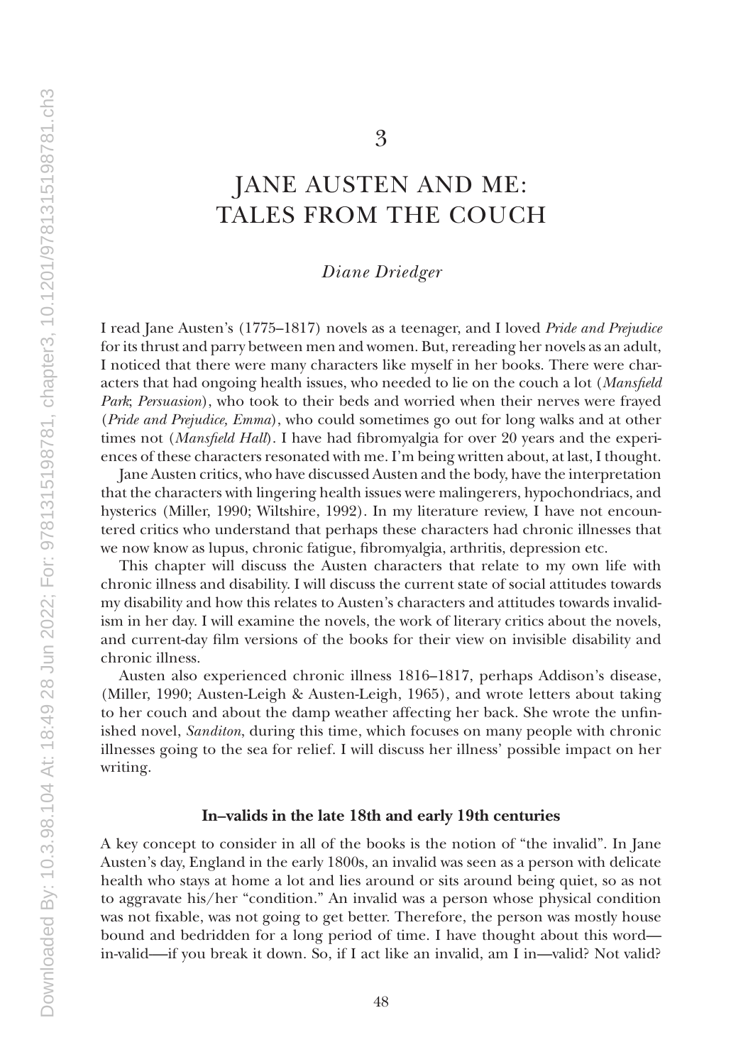# 3

# JANE AUSTEN AND ME: TALES FROM THE COUCH

*Diane Driedger*

I read Jane Austen's (1775–1817) novels as a teenager, and I loved *Pride and Prejudice* for its thrust and parry between men and women. But, rereading her novels as an adult, I noticed that there were many characters like myself in her books. There were characters that had ongoing health issues, who needed to lie on the couch a lot (*Mansfield Park*; *Persuasion*), who took to their beds and worried when their nerves were frayed (*Pride and Prejudice, Emma*), who could sometimes go out for long walks and at other times not (*Mansfield Hall*). I have had fibromyalgia for over 20 years and the experiences of these characters resonated with me. I'm being written about, at last, I thought.

Jane Austen critics, who have discussed Austen and the body, have the interpretation that the characters with lingering health issues were malingerers, hypochondriacs, and hysterics (Miller, 1990; Wiltshire, 1992). In my literature review, I have not encountered critics who understand that perhaps these characters had chronic illnesses that we now know as lupus, chronic fatigue, fibromyalgia, arthritis, depression etc.

This chapter will discuss the Austen characters that relate to my own life with chronic illness and disability. I will discuss the current state of social attitudes towards my disability and how this relates to Austen's characters and attitudes towards invalidism in her day. I will examine the novels, the work of literary critics about the novels, and current-day film versions of the books for their view on invisible disability and chronic illness.

Austen also experienced chronic illness 1816–1817, perhaps Addison's disease, (Miller, 1990; Austen-Leigh & Austen-Leigh, 1965), and wrote letters about taking to her couch and about the damp weather affecting her back. She wrote the unfinished novel, *Sanditon*, during this time, which focuses on many people with chronic illnesses going to the sea for relief. I will discuss her illness' possible impact on her writing.

### In–valids in the late 18th and early 19th centuries

A key concept to consider in all of the books is the notion of "the invalid". In Jane Austen's day, England in the early 1800s, an invalid was seen as a person with delicate health who stays at home a lot and lies around or sits around being quiet, so as not to aggravate his/her "condition." An invalid was a person whose physical condition was not fixable, was not going to get better. Therefore, the person was mostly house bound and bedridden for a long period of time. I have thought about this word—in-valid—if you break it down. So, if I act like an invalid, am I in—valid? Not valid?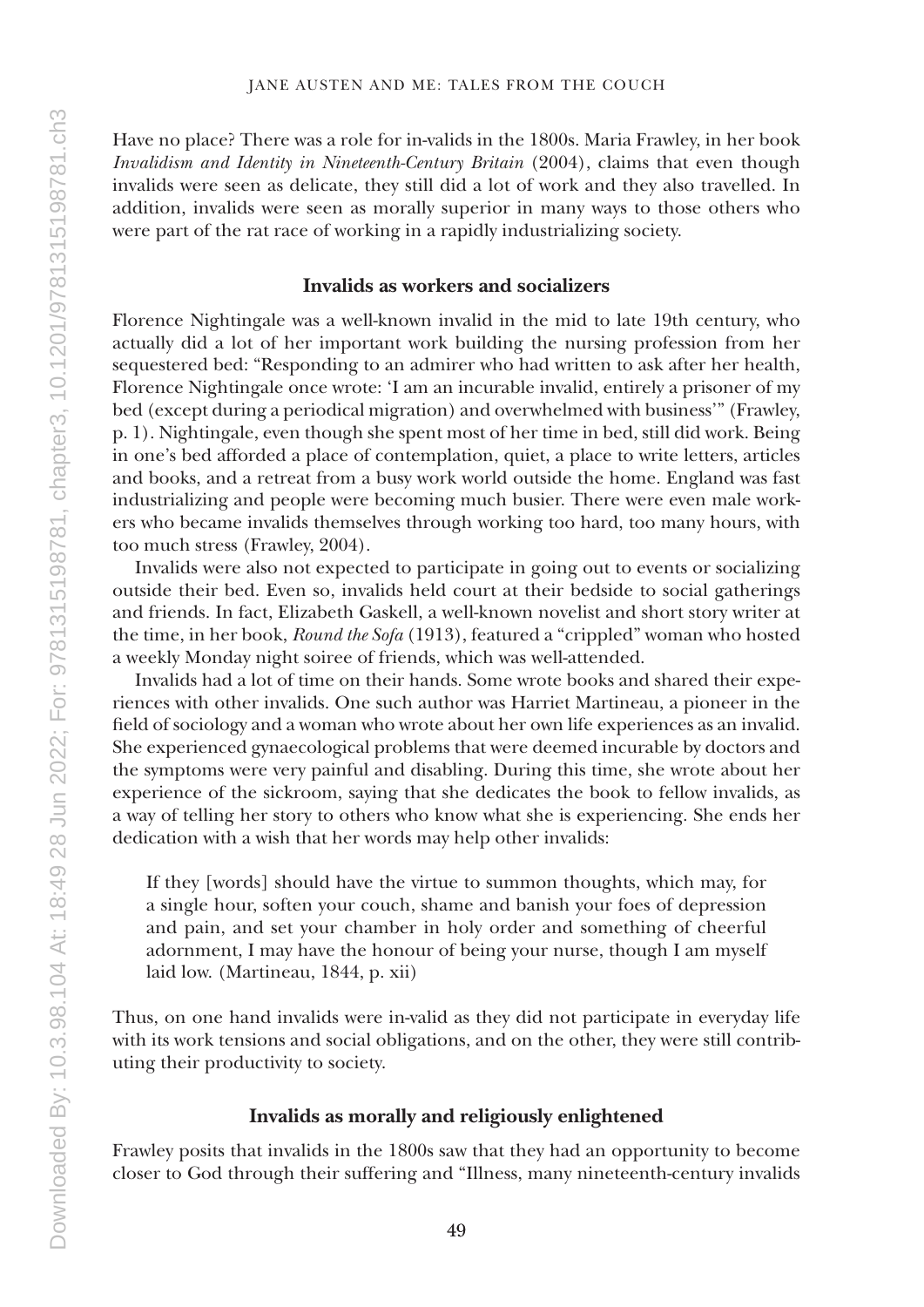Have no place? There was a role for in-valids in the 1800s. Maria Frawley, in her book *Invalidism and Identity in Nineteenth-Century Britain* (2004), claims that even though invalids were seen as delicate, they still did a lot of work and they also travelled. In addition, invalids were seen as morally superior in many ways to those others who were part of the rat race of working in a rapidly industrializing society.

### Invalids as workers and socializers

Florence Nightingale was a well-known invalid in the mid to late 19th century, who actually did a lot of her important work building the nursing profession from her sequestered bed: "Responding to an admirer who had written to ask after her health, Florence Nightingale once wrote: 'I am an incurable invalid, entirely a prisoner of my bed (except during a periodical migration) and overwhelmed with business'" (Frawley, p. 1). Nightingale, even though she spent most of her time in bed, still did work. Being in one's bed afforded a place of contemplation, quiet, a place to write letters, articles and books, and a retreat from a busy work world outside the home. England was fast industrializing and people were becoming much busier. There were even male workers who became invalids themselves through working too hard, too many hours, with too much stress (Frawley, 2004).

Invalids were also not expected to participate in going out to events or socializing outside their bed. Even so, invalids held court at their bedside to social gatherings and friends. In fact, Elizabeth Gaskell, a well-known novelist and short story writer at the time, in her book, *Round the Sofa* (1913), featured a "crippled" woman who hosted a weekly Monday night soiree of friends, which was well-attended.

Invalids had a lot of time on their hands. Some wrote books and shared their experiences with other invalids. One such author was Harriet Martineau, a pioneer in the field of sociology and a woman who wrote about her own life experiences as an invalid. She experienced gynaecological problems that were deemed incurable by doctors and the symptoms were very painful and disabling. During this time, she wrote about her experience of the sickroom, saying that she dedicates the book to fellow invalids, as a way of telling her story to others who know what she is experiencing. She ends her dedication with a wish that her words may help other invalids:

> If they [words] should have the virtue to summon thoughts, which may, for a single hour, soften your couch, shame and banish your foes of depression and pain, and set your chamber in holy order and something of cheerful adornment, I may have the honour of being your nurse, though I am myself laid low. (Martineau, 1844, p. xii)

Thus, on one hand invalids were in-valid as they did not participate in everyday life with its work tensions and social obligations, and on the other, they were still contributing their productivity to society.

### Invalids as morally and religiously enlightened

Frawley posits that invalids in the 1800s saw that they had an opportunity to become closer to God through their suffering and "Illness, many nineteenth-century invalids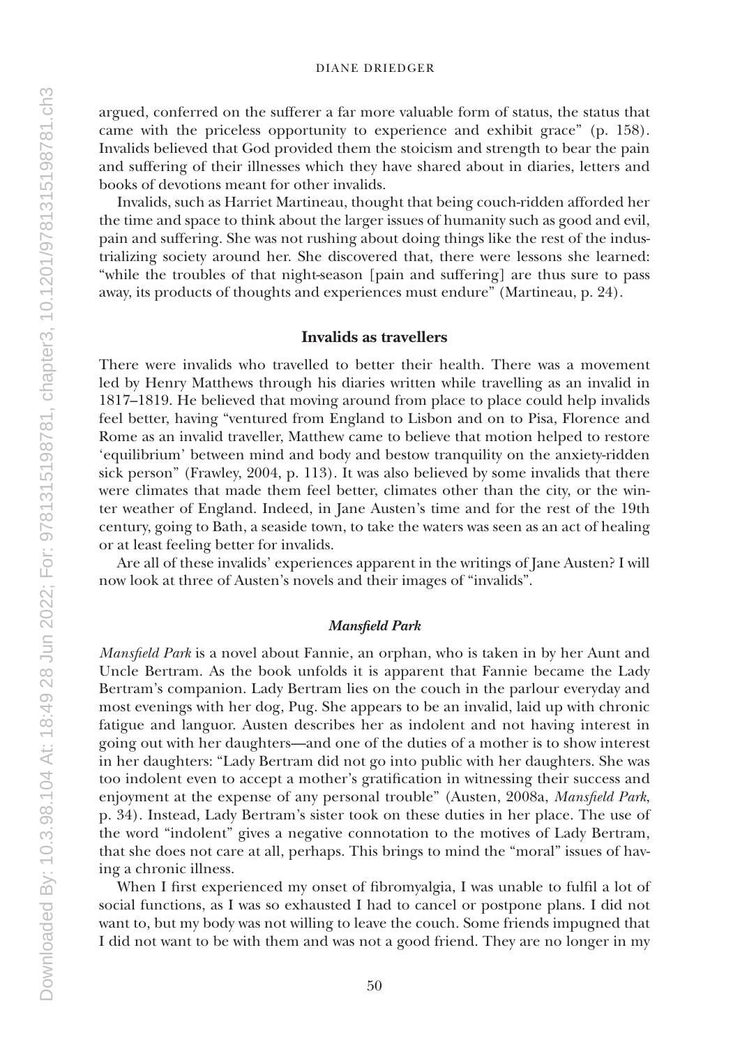argued, conferred on the sufferer a far more valuable form of status, the status that came with the priceless opportunity to experience and exhibit grace" (p. 158). Invalids believed that God provided them the stoicism and strength to bear the pain and suffering of their illnesses which they have shared about in diaries, letters and books of devotions meant for other invalids.

Invalids, such as Harriet Martineau, thought that being couch-ridden afforded her the time and space to think about the larger issues of humanity such as good and evil, pain and suffering. She was not rushing about doing things like the rest of the industrializing society around her. She discovered that, there were lessons she learned: "while the troubles of that night-season [pain and suffering] are thus sure to pass away, its products of thoughts and experiences must endure" (Martineau, p. 24).

## Invalids as travellers

There were invalids who travelled to better their health. There was a movement led by Henry Matthews through his diaries written while travelling as an invalid in 1817–1819. He believed that moving around from place to place could help invalids feel better, having "ventured from England to Lisbon and on to Pisa, Florence and Rome as an invalid traveller, Matthew came to believe that motion helped to restore 'equilibrium' between mind and body and bestow tranquility on the anxiety-ridden sick person" (Frawley, 2004, p. 113). It was also believed by some invalids that there were climates that made them feel better, climates other than the city, or the winter weather of England. Indeed, in Jane Austen's time and for the rest of the 19th century, going to Bath, a seaside town, to take the waters was seen as an act of healing or at least feeling better for invalids.

Are all of these invalids' experiences apparent in the writings of Jane Austen? I will now look at three of Austen's novels and their images of "invalids".

### *Mansfield Park*

*Mansfield Park* is a novel about Fannie, an orphan, who is taken in by her Aunt and Uncle Bertram. As the book unfolds it is apparent that Fannie became the Lady Bertram's companion. Lady Bertram lies on the couch in the parlour everyday and most evenings with her dog, Pug. She appears to be an invalid, laid up with chronic fatigue and languor. Austen describes her as indolent and not having interest in going out with her daughters—and one of the duties of a mother is to show interest in her daughters: "Lady Bertram did not go into public with her daughters. She was too indolent even to accept a mother's gratification in witnessing their success and enjoyment at the expense of any personal trouble" (Austen, 2008a, *Mansfield Park*, p. 34). Instead, Lady Bertram's sister took on these duties in her place. The use of the word "indolent" gives a negative connotation to the motives of Lady Bertram, that she does not care at all, perhaps. This brings to mind the "moral" issues of having a chronic illness.

When I first experienced my onset of fibromyalgia, I was unable to fulfil a lot of social functions, as I was so exhausted I had to cancel or postpone plans. I did not want to, but my body was not willing to leave the couch. Some friends impugned that I did not want to be with them and was not a good friend. They are no longer in my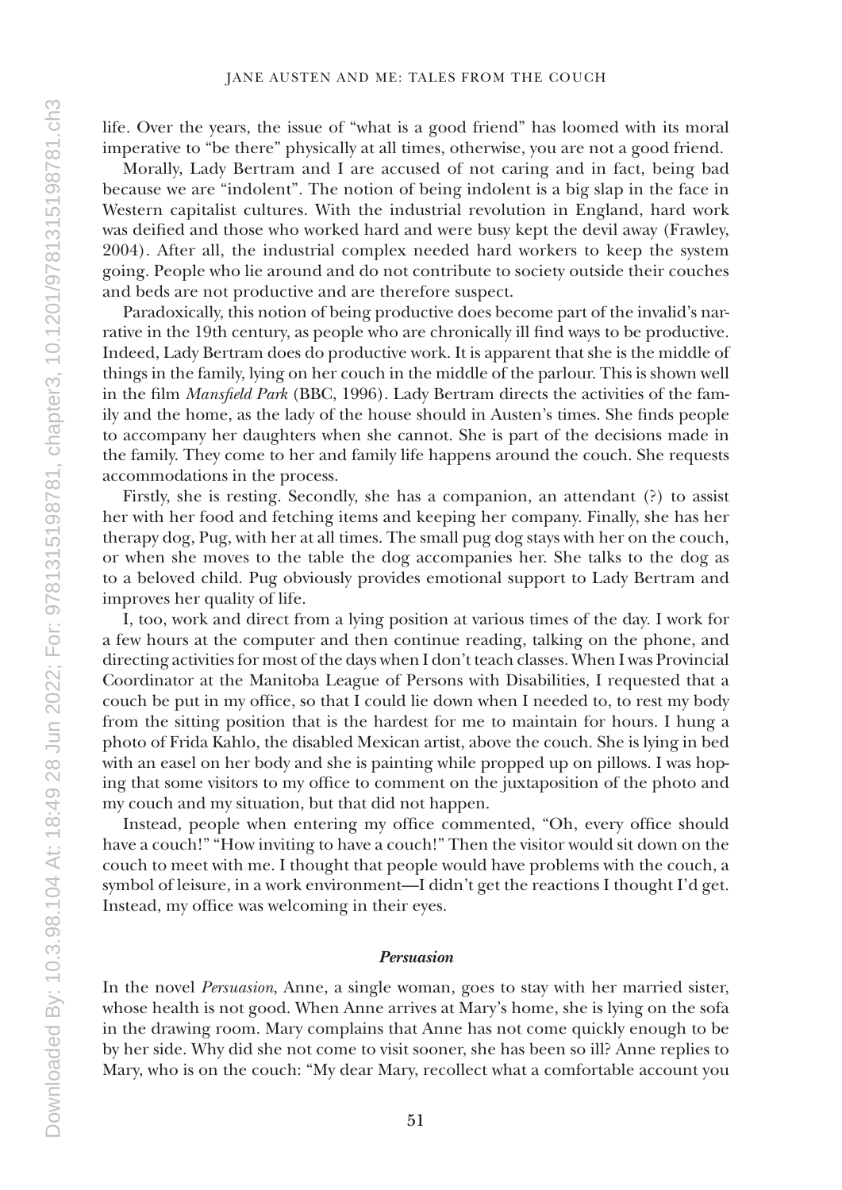life. Over the years, the issue of "what is a good friend" has loomed with its moral imperative to "be there" physically at all times, otherwise, you are not a good friend.

Morally, Lady Bertram and I are accused of not caring and in fact, being bad because we are "indolent". The notion of being indolent is a big slap in the face in Western capitalist cultures. With the industrial revolution in England, hard work was deified and those who worked hard and were busy kept the devil away (Frawley, 2004). After all, the industrial complex needed hard workers to keep the system going. People who lie around and do not contribute to society outside their couches and beds are not productive and are therefore suspect.

Paradoxically, this notion of being productive does become part of the invalid's narrative in the 19th century, as people who are chronically ill find ways to be productive. Indeed, Lady Bertram does do productive work. It is apparent that she is the middle of things in the family, lying on her couch in the middle of the parlour. This is shown well in the film *Mansfield Park* (BBC, 1996). Lady Bertram directs the activities of the family and the home, as the lady of the house should in Austen's times. She finds people to accompany her daughters when she cannot. She is part of the decisions made in the family. They come to her and family life happens around the couch. She requests accommodations in the process.

Firstly, she is resting. Secondly, she has a companion, an attendant (?) to assist her with her food and fetching items and keeping her company. Finally, she has her therapy dog, Pug, with her at all times. The small pug dog stays with her on the couch, or when she moves to the table the dog accompanies her. She talks to the dog as to a beloved child. Pug obviously provides emotional support to Lady Bertram and improves her quality of life.

I, too, work and direct from a lying position at various times of the day. I work for a few hours at the computer and then continue reading, talking on the phone, and directing activities for most of the days when I don't teach classes. When I was Provincial Coordinator at the Manitoba League of Persons with Disabilities, I requested that a couch be put in my office, so that I could lie down when I needed to, to rest my body from the sitting position that is the hardest for me to maintain for hours. I hung a photo of Frida Kahlo, the disabled Mexican artist, above the couch. She is lying in bed with an easel on her body and she is painting while propped up on pillows. I was hoping that some visitors to my office to comment on the juxtaposition of the photo and my couch and my situation, but that did not happen.

Instead, people when entering my office commented, "Oh, every office should have a couch!" "How inviting to have a couch!" Then the visitor would sit down on the couch to meet with me. I thought that people would have problems with the couch, a symbol of leisure, in a work environment—I didn't get the reactions I thought I'd get. Instead, my office was welcoming in their eyes.

### *Persuasion*

In the novel *Persuasion*, Anne, a single woman, goes to stay with her married sister, whose health is not good. When Anne arrives at Mary's home, she is lying on the sofa in the drawing room. Mary complains that Anne has not come quickly enough to be by her side. Why did she not come to visit sooner, she has been so ill? Anne replies to Mary, who is on the couch: "My dear Mary, recollect what a comfortable account you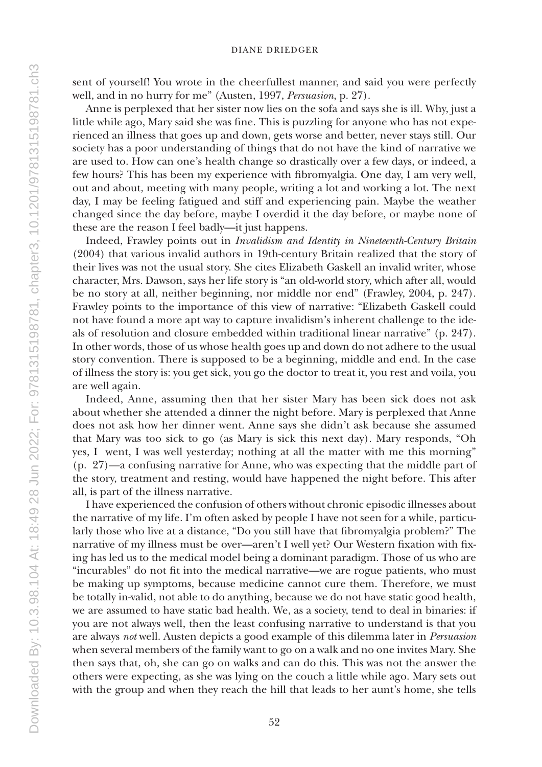sent of yourself! You wrote in the cheerfullest manner, and said you were perfectly well, and in no hurry for me" (Austen, 1997, *Persuasion*, p. 27).

Anne is perplexed that her sister now lies on the sofa and says she is ill. Why, just a little while ago, Mary said she was fine. This is puzzling for anyone who has not experienced an illness that goes up and down, gets worse and better, never stays still. Our society has a poor understanding of things that do not have the kind of narrative we are used to. How can one's health change so drastically over a few days, or indeed, a few hours? This has been my experience with fibromyalgia. One day, I am very well, out and about, meeting with many people, writing a lot and working a lot. The next day, I may be feeling fatigued and stiff and experiencing pain. Maybe the weather changed since the day before, maybe I overdid it the day before, or maybe none of these are the reason I feel badly—it just happens.

Indeed, Frawley points out in *Invalidism and Identity in Nineteenth-Century Britain* (2004) that various invalid authors in 19th-century Britain realized that the story of their lives was not the usual story. She cites Elizabeth Gaskell an invalid writer, whose character, Mrs. Dawson, says her life story is "an old-world story, which after all, would be no story at all, neither beginning, nor middle nor end" (Frawley, 2004, p. 247). Frawley points to the importance of this view of narrative: "Elizabeth Gaskell could not have found a more apt way to capture invalidism's inherent challenge to the ideals of resolution and closure embedded within traditional linear narrative" (p. 247). In other words, those of us whose health goes up and down do not adhere to the usual story convention. There is supposed to be a beginning, middle and end. In the case of illness the story is: you get sick, you go the doctor to treat it, you rest and voila, you are well again.

Indeed, Anne, assuming then that her sister Mary has been sick does not ask about whether she attended a dinner the night before. Mary is perplexed that Anne does not ask how her dinner went. Anne says she didn't ask because she assumed that Mary was too sick to go (as Mary is sick this next day). Mary responds, "Oh yes, I went, I was well yesterday; nothing at all the matter with me this morning" (p. 27)—a confusing narrative for Anne, who was expecting that the middle part of the story, treatment and resting, would have happened the night before. This after all, is part of the illness narrative.

I have experienced the confusion of others without chronic episodic illnesses about the narrative of my life. I'm often asked by people I have not seen for a while, particularly those who live at a distance, "Do you still have that fibromyalgia problem?" The narrative of my illness must be over—aren't I well yet? Our Western fixation with fixing has led us to the medical model being a dominant paradigm. Those of us who are "incurables" do not fit into the medical narrative—we are rogue patients, who must be making up symptoms, because medicine cannot cure them. Therefore, we must be totally in-valid, not able to do anything, because we do not have static good health, we are assumed to have static bad health. We, as a society, tend to deal in binaries: if you are not always well, then the least confusing narrative to understand is that you are always *not* well. Austen depicts a good example of this dilemma later in *Persuasion* when several members of the family want to go on a walk and no one invites Mary. She then says that, oh, she can go on walks and can do this. This was not the answer the others were expecting, as she was lying on the couch a little while ago. Mary sets out with the group and when they reach the hill that leads to her aunt's home, she tells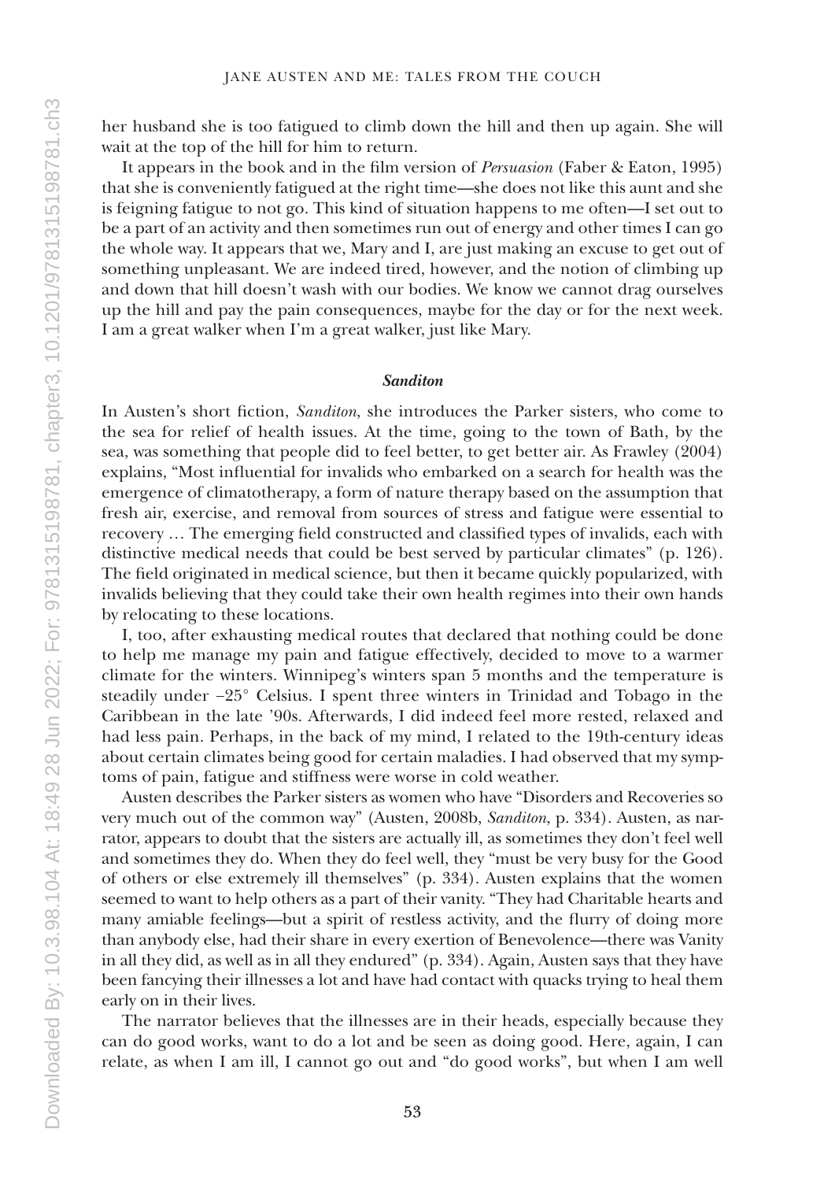her husband she is too fatigued to climb down the hill and then up again. She will wait at the top of the hill for him to return.

It appears in the book and in the film version of *Persuasion* (Faber & Eaton, 1995) that she is conveniently fatigued at the right time—she does not like this aunt and she is feigning fatigue to not go. This kind of situation happens to me often—I set out to be a part of an activity and then sometimes run out of energy and other times I can go the whole way. It appears that we, Mary and I, are just making an excuse to get out of something unpleasant. We are indeed tired, however, and the notion of climbing up and down that hill doesn't wash with our bodies. We know we cannot drag ourselves up the hill and pay the pain consequences, maybe for the day or for the next week. I am a great walker when I'm a great walker, just like Mary.

### *Sanditon*

In Austen's short fiction, *Sanditon*, she introduces the Parker sisters, who come to the sea for relief of health issues. At the time, going to the town of Bath, by the sea, was something that people did to feel better, to get better air. As Frawley (2004) explains, "Most influential for invalids who embarked on a search for health was the emergence of climatotherapy, a form of nature therapy based on the assumption that fresh air, exercise, and removal from sources of stress and fatigue were essential to recovery … The emerging field constructed and classified types of invalids, each with distinctive medical needs that could be best served by particular climates" (p. 126). The field originated in medical science, but then it became quickly popularized, with invalids believing that they could take their own health regimes into their own hands by relocating to these locations.

I, too, after exhausting medical routes that declared that nothing could be done to help me manage my pain and fatigue effectively, decided to move to a warmer climate for the winters. Winnipeg's winters span 5 months and the temperature is steadily under −25° Celsius. I spent three winters in Trinidad and Tobago in the Caribbean in the late '90s. Afterwards, I did indeed feel more rested, relaxed and had less pain. Perhaps, in the back of my mind, I related to the 19th-century ideas about certain climates being good for certain maladies. I had observed that my symptoms of pain, fatigue and stiffness were worse in cold weather.

Austen describes the Parker sisters as women who have "Disorders and Recoveries so very much out of the common way" (Austen, 2008b, *Sanditon*, p. 334). Austen, as narrator, appears to doubt that the sisters are actually ill, as sometimes they don't feel well and sometimes they do. When they do feel well, they "must be very busy for the Good of others or else extremely ill themselves" (p. 334). Austen explains that the women seemed to want to help others as a part of their vanity. "They had Charitable hearts and many amiable feelings—but a spirit of restless activity, and the flurry of doing more than anybody else, had their share in every exertion of Benevolence—there was Vanity in all they did, as well as in all they endured" (p. 334). Again, Austen says that they have been fancying their illnesses a lot and have had contact with quacks trying to heal them early on in their lives.

The narrator believes that the illnesses are in their heads, especially because they can do good works, want to do a lot and be seen as doing good. Here, again, I can relate, as when I am ill, I cannot go out and "do good works", but when I am well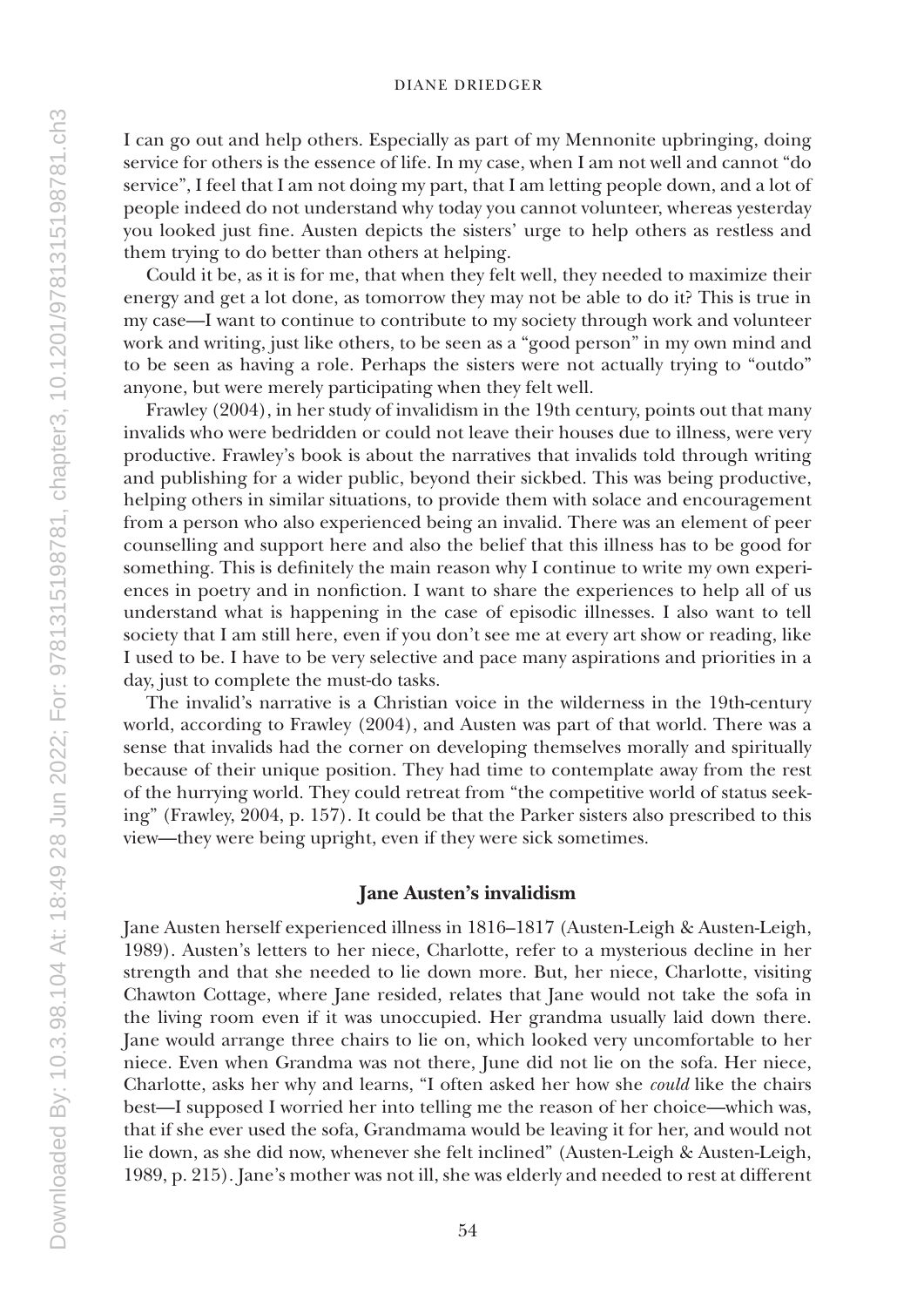I can go out and help others. Especially as part of my Mennonite upbringing, doing service for others is the essence of life. In my case, when I am not well and cannot "do service", I feel that I am not doing my part, that I am letting people down, and a lot of people indeed do not understand why today you cannot volunteer, whereas yesterday you looked just fine. Austen depicts the sisters' urge to help others as restless and them trying to do better than others at helping.

Could it be, as it is for me, that when they felt well, they needed to maximize their energy and get a lot done, as tomorrow they may not be able to do it? This is true in my case—I want to continue to contribute to my society through work and volunteer work and writing, just like others, to be seen as a "good person" in my own mind and to be seen as having a role. Perhaps the sisters were not actually trying to "outdo" anyone, but were merely participating when they felt well.

Frawley (2004), in her study of invalidism in the 19th century, points out that many invalids who were bedridden or could not leave their houses due to illness, were very productive. Frawley's book is about the narratives that invalids told through writing and publishing for a wider public, beyond their sickbed. This was being productive, helping others in similar situations, to provide them with solace and encouragement from a person who also experienced being an invalid. There was an element of peer counselling and support here and also the belief that this illness has to be good for something. This is definitely the main reason why I continue to write my own experiences in poetry and in nonfiction. I want to share the experiences to help all of us understand what is happening in the case of episodic illnesses. I also want to tell society that I am still here, even if you don't see me at every art show or reading, like I used to be. I have to be very selective and pace many aspirations and priorities in a day, just to complete the must-do tasks.

The invalid's narrative is a Christian voice in the wilderness in the 19th-century world, according to Frawley (2004), and Austen was part of that world. There was a sense that invalids had the corner on developing themselves morally and spiritually because of their unique position. They had time to contemplate away from the rest of the hurrying world. They could retreat from "the competitive world of status seeking" (Frawley, 2004, p. 157). It could be that the Parker sisters also prescribed to this view—they were being upright, even if they were sick sometimes.

## Jane Austen's invalidism

Jane Austen herself experienced illness in 1816–1817 (Austen-Leigh & Austen-Leigh, 1989). Austen's letters to her niece, Charlotte, refer to a mysterious decline in her strength and that she needed to lie down more. But, her niece, Charlotte, visiting Chawton Cottage, where Jane resided, relates that Jane would not take the sofa in the living room even if it was unoccupied. Her grandma usually laid down there. Jane would arrange three chairs to lie on, which looked very uncomfortable to her niece. Even when Grandma was not there, June did not lie on the sofa. Her niece, Charlotte, asks her why and learns, "I often asked her how she *could* like the chairs best—I supposed I worried her into telling me the reason of her choice—which was, that if she ever used the sofa, Grandmama would be leaving it for her, and would not lie down, as she did now, whenever she felt inclined" (Austen-Leigh & Austen-Leigh, 1989, p. 215). Jane's mother was not ill, she was elderly and needed to rest at different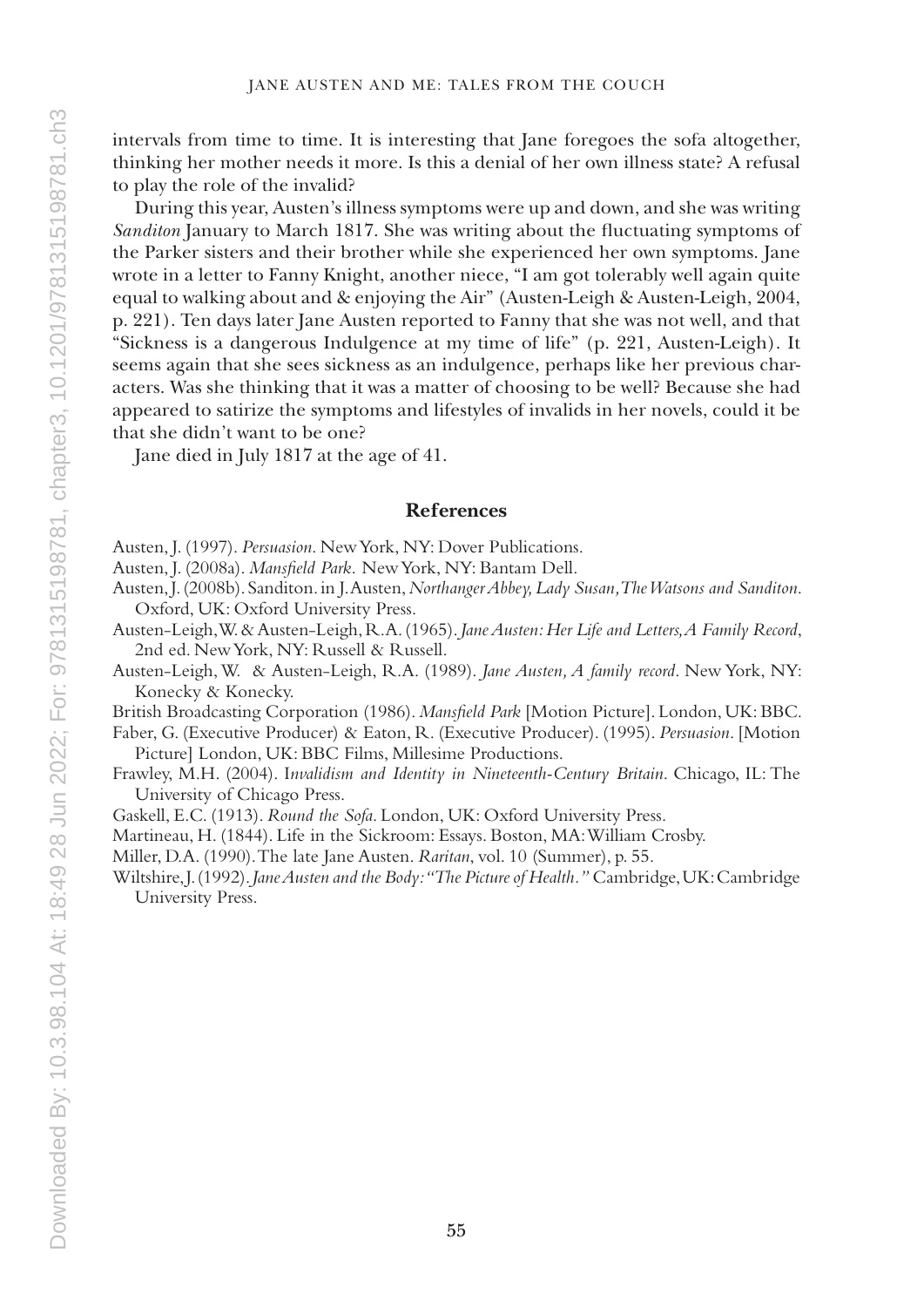intervals from time to time. It is interesting that Jane foregoes the sofa altogether, thinking her mother needs it more. Is this a denial of her own illness state? A refusal to play the role of the invalid?

During this year, Austen's illness symptoms were up and down, and she was writing *Sanditon* January to March 1817. She was writing about the fluctuating symptoms of the Parker sisters and their brother while she experienced her own symptoms. Jane wrote in a letter to Fanny Knight, another niece, "I am got tolerably well again quite equal to walking about and & enjoying the Air" (Austen-Leigh & Austen-Leigh, 2004, p. 221). Ten days later Jane Austen reported to Fanny that she was not well, and that "Sickness is a dangerous Indulgence at my time of life" (p. 221, Austen-Leigh). It seems again that she sees sickness as an indulgence, perhaps like her previous characters. Was she thinking that it was a matter of choosing to be well? Because she had appeared to satirize the symptoms and lifestyles of invalids in her novels, could it be that she didn't want to be one?

Jane died in July 1817 at the age of 41.

## References

Austen, J. (1997). *Persuasion*. New York, NY: Dover Publications.

Austen, J. (2008a). *Mansfield Park.* New York, NY: Bantam Dell.

Austen, J. (2008b). Sanditon. in J. Austen, *Northanger Abbey, Lady Susan, The Watsons and Sanditon*. Oxford, UK: Oxford University Press.

Austen-Leigh, W. & Austen-Leigh, R.A. (1965). *Jane Austen: Her Life and Letters, A Family Record*, 2nd ed. New York, NY: Russell & Russell.

Austen-Leigh, W. & Austen-Leigh, R.A. (1989). *Jane Austen, A family record.* New York, NY: Konecky & Konecky.

British Broadcasting Corporation (1986). *Mansfield Park* [Motion Picture]. London, UK: BBC.

Faber, G. (Executive Producer) & Eaton, R. (Executive Producer). (1995). *Persuasion*. [Motion Picture] London, UK: BBC Films, Millesime Productions.

Frawley, M.H. (2004). I*nvalidism and Identity in Nineteenth-Century Britain*. Chicago, IL: The University of Chicago Press.

Gaskell, E.C. (1913). *Round the Sofa*. London, UK: Oxford University Press.

Martineau, H. (1844). Life in the Sickroom: Essays. Boston, MA: William Crosby.

Miller, D.A. (1990). The late Jane Austen. *Raritan*, vol. 10 (Summer), p. 55.

Wiltshire, J. (1992). *Jane Austen and the Body: "The Picture of Health."* Cambridge, UK: Cambridge University Press.